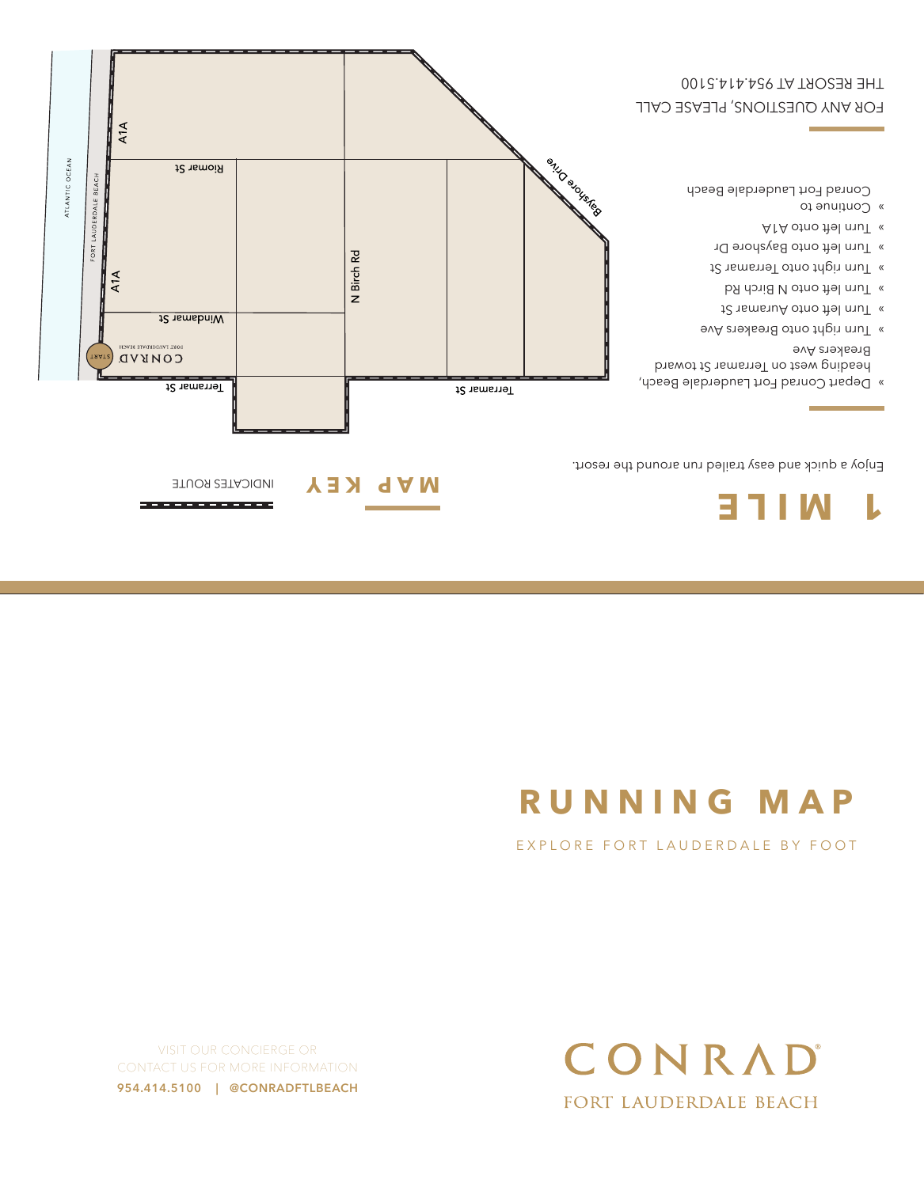# 1 MILE

Enjoy a quick and easy trailed run around the resort.

- Depart Conrad Fort Lauderdale Beach, heading west on Terramar St toward Breakers Ave
- Turn right onto Breakers Ave
- Turn left onto Auramar St
- Turn left onto N Birch Rd
- Turn right onto Terramar St
- Turn left onto Bayshore Dr
- Turn left onto A1A
- Continue to Conrad Fort Lauderdale Beach

FOR ANY QUESTIONS, PLEASE CALL THE RESORT AT 954.414.5100

## MAP KEY

INDICATES ROUTE

ATLANTIC OCEAN

FORT LAUDERDALE BEACH

A1A

Riomar St

Windamar St

Terramar St

N Birch Rd

Bayshore Drive

START

CONRAD FORT LAUDERDALE BEACH

# RUNNING MAP

EXPLORE FORT LAUDERDALE BY FOOT

VISIT OUR CONCIERGE OR CONTACT US FOR MORE INFORMATION

**954.414.5100 | @CONRADFTLBEACH**

CONRAD®

FORT LAUDERDALE BEACH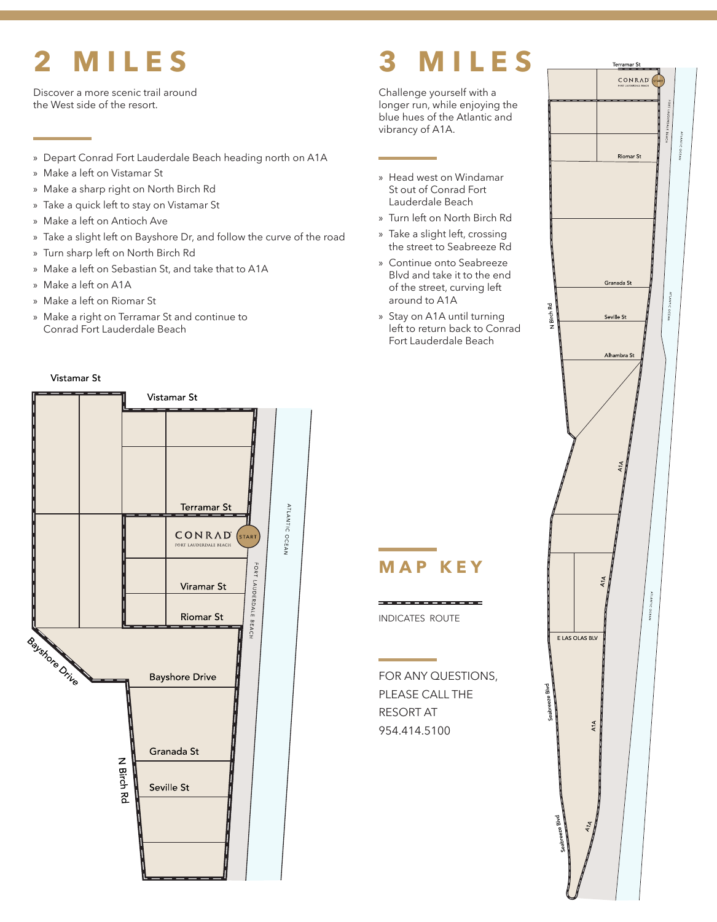# 2 MILES

Discover a more scenic trail around the West side of the resort.

- Depart Conrad Fort Lauderdale Beach heading north on A1A
- Make a left on Vistamar St
- Make a sharp right on North Birch Rd
- Take a quick left to stay on Vistamar St
- Make a left on Antioch Ave
- Take a slight left on Bayshore Dr, and follow the curve of the road
- Turn sharp left on North Birch Rd
- Make a left on Sebastian St, and take that to A1A
- Make a left on A1A
- Make a left on Riomar St
- Make a right on Terramar St and continue to Conrad Fort Lauderdale Beach

Vistamar St

Vistamar St

Terramar St

CONRAD FORT LAUDERDALE BEACH

START

Viramar St

Riomar St

Bayshore Drive

Bayshore Drive

Granada St

Seville St

N Birch Rd

FORT LAUDERDALE BEACH

ATLANTIC OCEAN

# 3 MILES

Challenge yourself with a longer run, while enjoying the blue hues of the Atlantic and vibrancy of A1A.

- Head west on Windamar St out of Conrad Fort Lauderdale Beach
- Turn left on North Birch Rd
- Take a slight left, crossing the street to Seabreeze Rd
- Continue onto Seabreeze Blvd and take it to the end of the street, curving left around to A1A
- Stay on A1A until turning left to return back to Conrad Fort Lauderdale Beach

Terramar St

CONRAD FORT LAUDERDALE BEACH

START

Riomar St

Granada St

Seville St

Alhambra St

N Birch Rd

A1A

E LAS OLAS BLV

Seabreeze Blvd

FORT LAUDERDALE BEACH

ATLANTIC OCEAN

## MAP KEY

INDICATES ROUTE

FOR ANY QUESTIONS, PLEASE CALL THE RESORT AT 954.414.5100